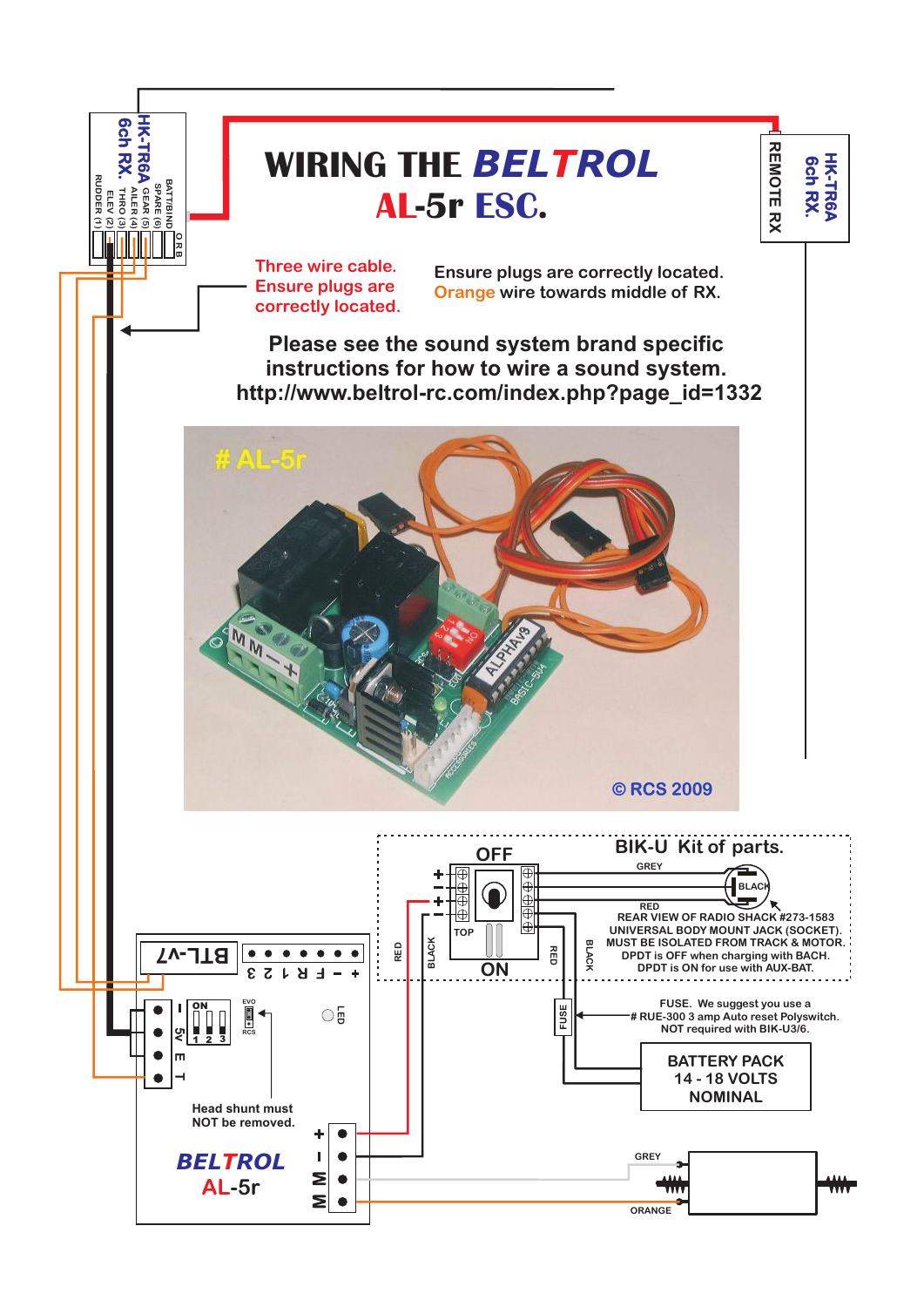# WIRING THE BELTROL AL-5r ESC.

HK-TR6A 6ch RX.
BATT/BIND
SPARE (6)
GEAR (5)
AILER (4)
THRO (3)
ELEV (2)
RUDDER (1)
O R B

REMOTE RX

HK-TR6A 6ch RX.

Three wire cable. Ensure plugs are correctly located.

Ensure plugs are correctly located. Orange wire towards middle of RX.

Please see the sound system brand specific instructions for how to wire a sound system. http://www.beltrol-rc.com/index.php?page_id=1332

# AL-5r

© RCS 2009

BIK-U Kit of parts.

OFF

TOP

ON

GREY

BLACK

RED

REAR VIEW OF RADIO SHACK #273-1583 UNIVERSAL BODY MOUNT JACK (SOCKET). MUST BE ISOLATED FROM TRACK & MOTOR. DPDT is OFF when charging with BACH. DPDT is ON for use with AUX-BAT.

RED

BLACK

RED

BLACK

FUSE

FUSE. We suggest you use a # RUE-300 3 amp Auto reset Polyswitch. NOT required with BIK-U3/6.

BATTERY PACK 14 - 18 VOLTS NOMINAL

BTL-v7

+ - F R 1 2 3

ON 1 2 3

EVO RCS

LED

5v E T

Head shunt must NOT be removed.

BELTROL AL-5r

+ - M M

GREY

ORANGE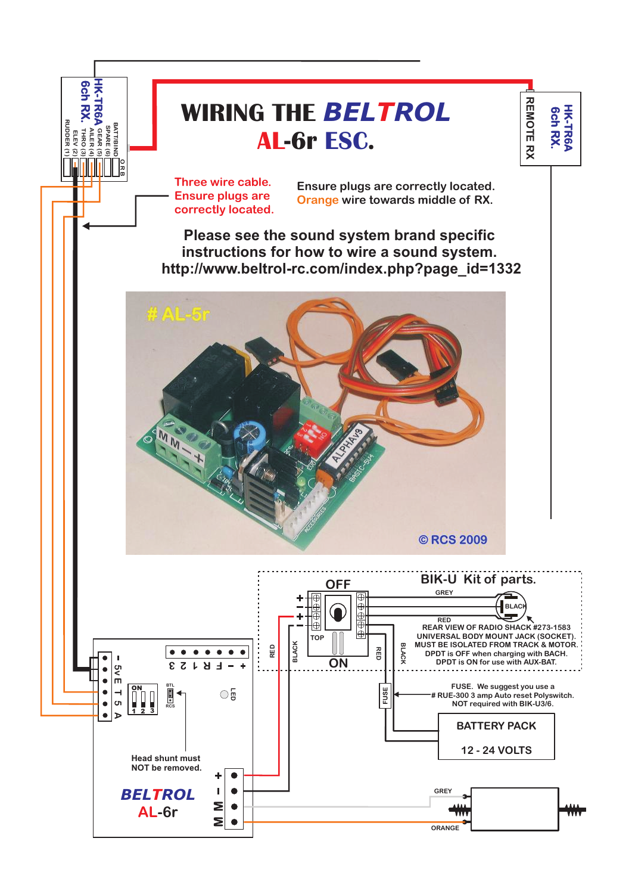# WIRING THE *BELTROL* AL-6r ESC.

HK-TR6A 6ch RX.

BATT/BIND
SPARE (6)
GEAR (5)
AILER (4)
THRO (3)
ELEV (2)
RUDDER (1)

O R B

REMOTE RX

HK-TR6A 6ch RX.

Three wire cable. Ensure plugs are correctly located.

Ensure plugs are correctly located. Orange wire towards middle of RX.

**Please see the sound system brand specific instructions for how to wire a sound system. http://www.beltrol-rc.com/index.php?page_id=1332**

# AL-5r

© RCS 2009

BIK-U Kit of parts.

OFF

ON

TOP

GREY

BLACK

RED

REAR VIEW OF RADIO SHACK #273-1583 UNIVERSAL BODY MOUNT JACK (SOCKET). MUST BE ISOLATED FROM TRACK & MOTOR. DPDT is OFF when charging with BACH. DPDT is ON for use with AUX-BAT.

FUSE. We suggest you use a # RUE-300 3 amp Auto reset Polyswitch. NOT required with BIK-U3/6.

FUSE

BATTERY PACK

12 - 24 VOLTS

- 5V E T 5 A

+ - F R 1 2 3

ON

1 2 3

BTL

RCS

LED

Head shunt must NOT be removed.

+ - M M

BELTROL AL-6r

GREY

ORANGE